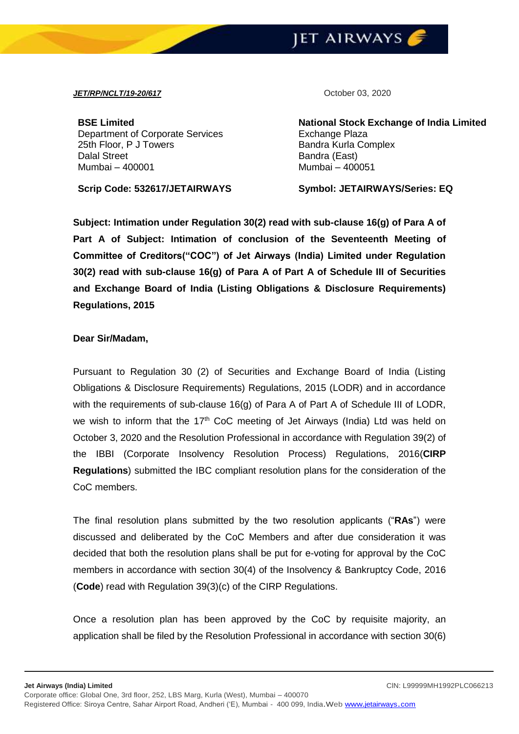***JET/RP/NCLT/19-20/617***

October 03, 2020

**BSE Limited**
Department of Corporate Services
25th Floor, P J Towers
Dalal Street
Mumbai – 400001

**Scrip Code: 532617/JETAIRWAYS**

**National Stock Exchange of India Limited**
Exchange Plaza
Bandra Kurla Complex
Bandra (East)
Mumbai – 400051

**Symbol: JETAIRWAYS/Series: EQ**

**Subject: Intimation under Regulation 30(2) read with sub-clause 16(g) of Para A of Part A of Subject: Intimation of conclusion of the Seventeenth Meeting of Committee of Creditors("COC") of Jet Airways (India) Limited under Regulation 30(2) read with sub-clause 16(g) of Para A of Part A of Schedule III of Securities and Exchange Board of India (Listing Obligations & Disclosure Requirements) Regulations, 2015**

**Dear Sir/Madam,**

Pursuant to Regulation 30 (2) of Securities and Exchange Board of India (Listing Obligations & Disclosure Requirements) Regulations, 2015 (LODR) and in accordance with the requirements of sub-clause 16(g) of Para A of Part A of Schedule III of LODR, we wish to inform that the 17th CoC meeting of Jet Airways (India) Ltd was held on October 3, 2020 and the Resolution Professional in accordance with Regulation 39(2) of the IBBI (Corporate Insolvency Resolution Process) Regulations, 2016(**CIRP Regulations**) submitted the IBC compliant resolution plans for the consideration of the CoC members.

The final resolution plans submitted by the two resolution applicants ("**RAs**") were discussed and deliberated by the CoC Members and after due consideration it was decided that both the resolution plans shall be put for e-voting for approval by the CoC members in accordance with section 30(4) of the Insolvency & Bankruptcy Code, 2016 (**Code**) read with Regulation 39(3)(c) of the CIRP Regulations.

Once a resolution plan has been approved by the CoC by requisite majority, an application shall be filed by the Resolution Professional in accordance with section 30(6)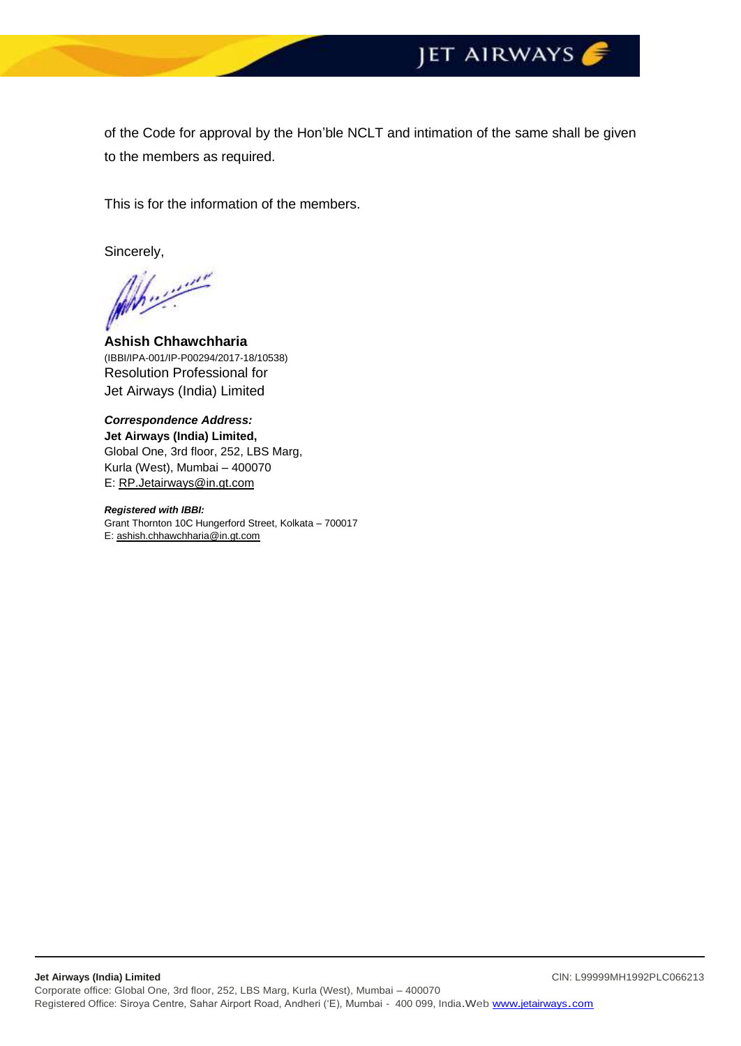of the Code for approval by the Hon'ble NCLT and intimation of the same shall be given to the members as required.

This is for the information of the members.

Sincerely,

**Ashish Chhawchharia**
(IBBI/IPA-001/IP-P00294/2017-18/10538)
Resolution Professional for
Jet Airways (India) Limited

***Correspondence Address:***
**Jet Airways (India) Limited,**
Global One, 3rd floor, 252, LBS Marg,
Kurla (West), Mumbai – 400070
E: RP.Jetairways@in.gt.com

***Registered with IBBI:***
Grant Thornton 10C Hungerford Street, Kolkata – 700017
E: ashish.chhawchharia@in.gt.com